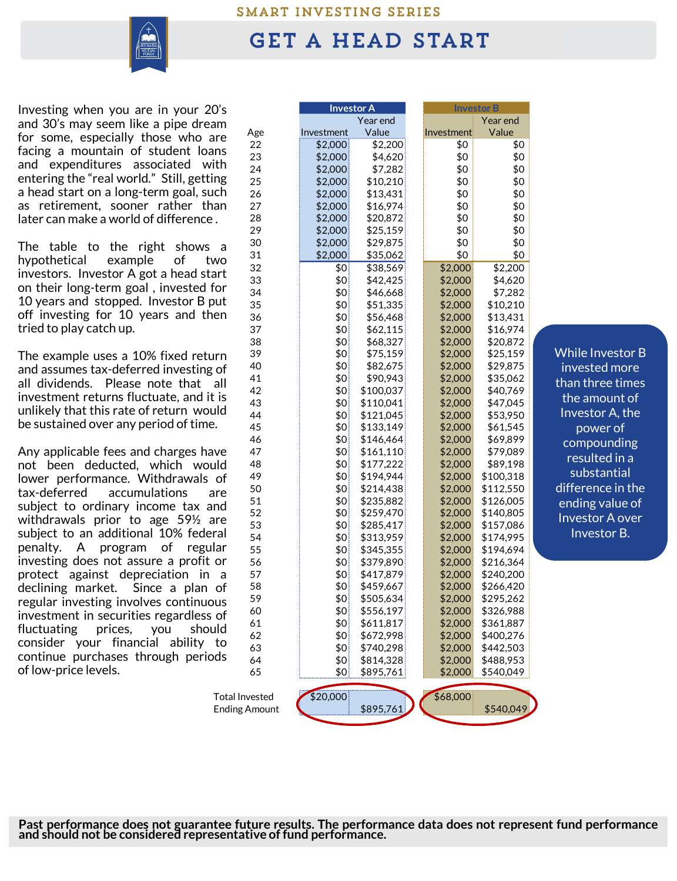SMART INVESTING SERIES

# GET A HEAD START

Investing when you are in your 20's and 30's may seem like a pipe dream for some, especially those who are facing a mountain of student loans and expenditures associated with entering the "real world." Still, getting a head start on a long-term goal, such as retirement, sooner rather than later can make a world of difference .

The table to the right shows a hypothetical example of two investors. Investor A got a head start on their long-term goal , invested for 10 years and stopped. Investor B put off investing for 10 years and then tried to play catch up.

The example uses a 10% fixed return and assumes tax-deferred investing of all dividends. Please note that all investment returns fluctuate, and it is unlikely that this rate of return would be sustained over any period of time.

Any applicable fees and charges have not been deducted, which would lower performance. Withdrawals of tax-deferred accumulations are subject to ordinary income tax and withdrawals prior to age 59½ are subject to an additional 10% federal penalty. A program of regular investing does not assure a profit or protect against depreciation in a declining market. Since a plan of regular investing involves continuous investment in securities regardless of fluctuating prices, you should consider your financial ability to continue purchases through periods of low-price levels.

| | Investor A | | Investor B | |
|---|---|---|---|---|
| Age | Investment | Year end Value | Investment | Year end Value |
| 22 | $2,000 | $2,200 | $0 | $0 |
| 23 | $2,000 | $4,620 | $0 | $0 |
| 24 | $2,000 | $7,282 | $0 | $0 |
| 25 | $2,000 | $10,210 | $0 | $0 |
| 26 | $2,000 | $13,431 | $0 | $0 |
| 27 | $2,000 | $16,974 | $0 | $0 |
| 28 | $2,000 | $20,872 | $0 | $0 |
| 29 | $2,000 | $25,159 | $0 | $0 |
| 30 | $2,000 | $29,875 | $0 | $0 |
| 31 | $2,000 | $35,062 | $0 | $0 |
| 32 | $0 | $38,569 | $2,000 | $2,200 |
| 33 | $0 | $42,425 | $2,000 | $4,620 |
| 34 | $0 | $46,668 | $2,000 | $7,282 |
| 35 | $0 | $51,335 | $2,000 | $10,210 |
| 36 | $0 | $56,468 | $2,000 | $13,431 |
| 37 | $0 | $62,115 | $2,000 | $16,974 |
| 38 | $0 | $68,327 | $2,000 | $20,872 |
| 39 | $0 | $75,159 | $2,000 | $25,159 |
| 40 | $0 | $82,675 | $2,000 | $29,875 |
| 41 | $0 | $90,943 | $2,000 | $35,062 |
| 42 | $0 | $100,037 | $2,000 | $40,769 |
| 43 | $0 | $110,041 | $2,000 | $47,045 |
| 44 | $0 | $121,045 | $2,000 | $53,950 |
| 45 | $0 | $133,149 | $2,000 | $61,545 |
| 46 | $0 | $146,464 | $2,000 | $69,899 |
| 47 | $0 | $161,110 | $2,000 | $79,089 |
| 48 | $0 | $177,222 | $2,000 | $89,198 |
| 49 | $0 | $194,944 | $2,000 | $100,318 |
| 50 | $0 | $214,438 | $2,000 | $112,550 |
| 51 | $0 | $235,882 | $2,000 | $126,005 |
| 52 | $0 | $259,470 | $2,000 | $140,805 |
| 53 | $0 | $285,417 | $2,000 | $157,086 |
| 54 | $0 | $313,959 | $2,000 | $174,995 |
| 55 | $0 | $345,355 | $2,000 | $194,694 |
| 56 | $0 | $379,890 | $2,000 | $216,364 |
| 57 | $0 | $417,879 | $2,000 | $240,200 |
| 58 | $0 | $459,667 | $2,000 | $266,420 |
| 59 | $0 | $505,634 | $2,000 | $295,262 |
| 60 | $0 | $556,197 | $2,000 | $326,988 |
| 61 | $0 | $611,817 | $2,000 | $361,887 |
| 62 | $0 | $672,998 | $2,000 | $400,276 |
| 63 | $0 | $740,298 | $2,000 | $442,503 |
| 64 | $0 | $814,328 | $2,000 | $488,953 |
| 65 | $0 | $895,761 | $2,000 | $540,049 |
| Total Invested | $20,000 | | $68,000 | |
| Ending Amount | | $895,761 | | $540,049 |

While Investor B invested more than three times the amount of Investor A, the power of compounding resulted in a substantial difference in the ending value of Investor A over Investor B.

**Past performance does not guarantee future results. The performance data does not represent fund performance and should not be considered representative of fund performance.**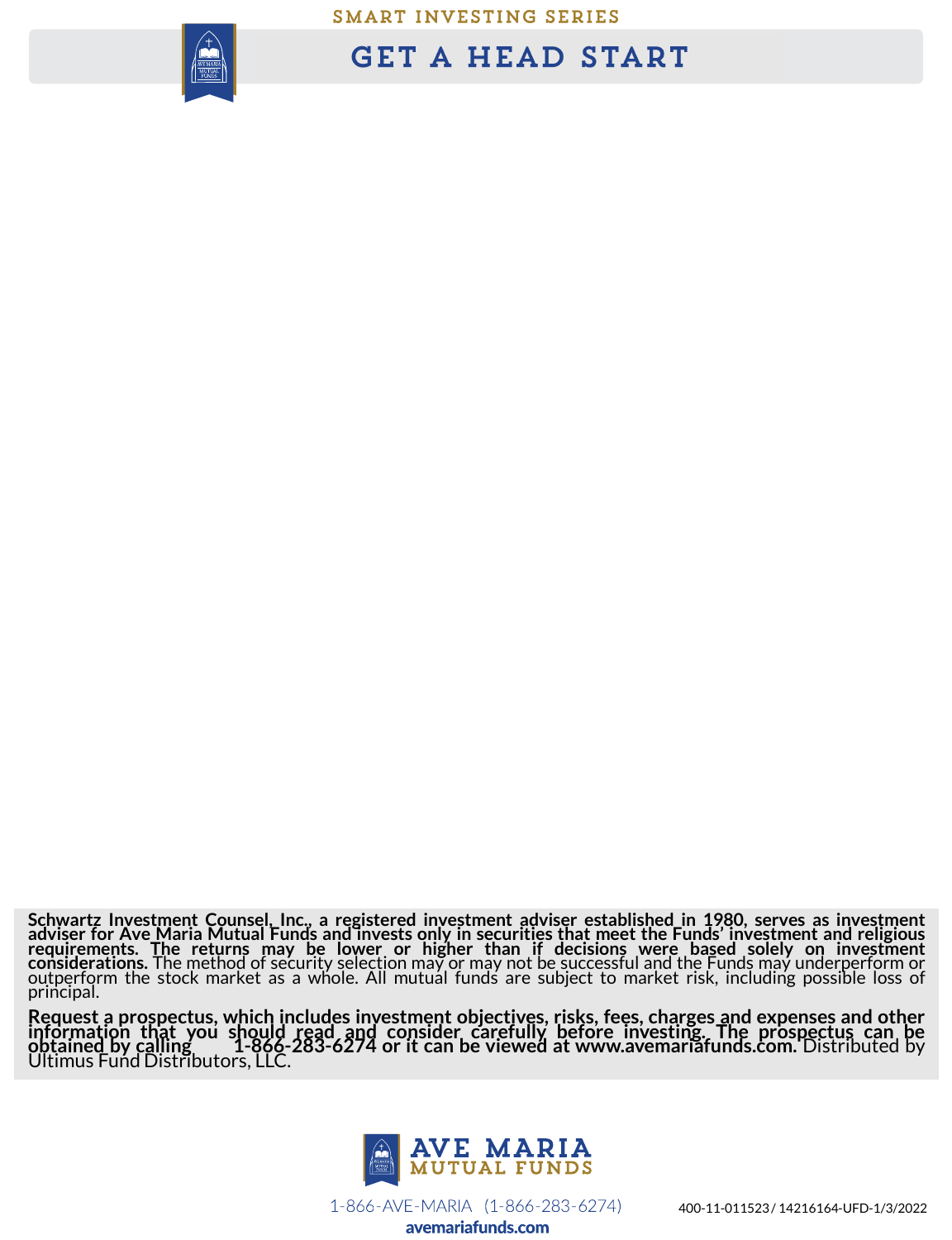SMART INVESTING SERIES

# GET A HEAD START

**Schwartz Investment Counsel, Inc., a registered investment adviser established in 1980, serves as investment adviser for Ave Maria Mutual Funds and invests only in securities that meet the Funds' investment and religious requirements. The returns may be lower or higher than if decisions were based solely on investment considerations.** The method of security selection may or may not be successful and the Funds may underperform or outperform the stock market as a whole. All mutual funds are subject to market risk, including possible loss of principal.

**Request a prospectus, which includes investment objectives, risks, fees, charges and expenses and other information that you should read and consider carefully before investing. The prospectus can be obtained by calling 1-866-283-6274 or it can be viewed at www.avemariafunds.com.** Distributed by Ultimus Fund Distributors, LLC.

AVE MARIA MUTUAL FUNDS

1-866-AVE-MARIA (1-866-283-6274)

**avemariafunds.com**

400-11-011523/ 14216164-UFD-1/3/2022